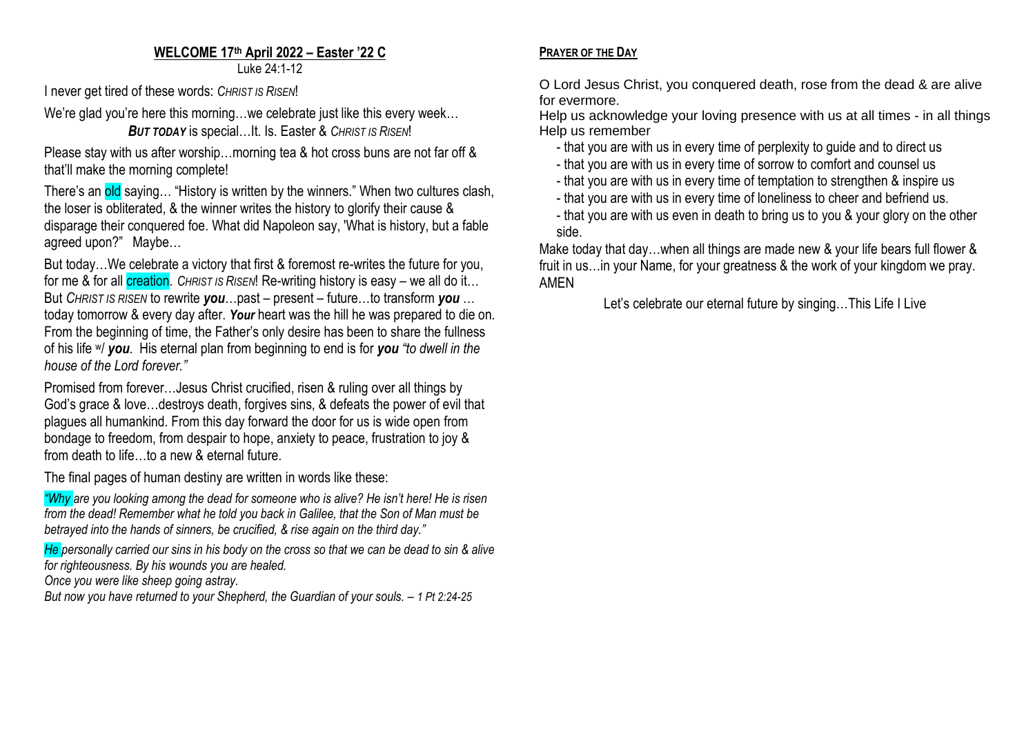## WELCOME 17th April 2022 – Easter '22 C

Luke 24:1-12

I never get tired of these words: *CHRIST IS RISEN*!

We're glad you're here this morning…we celebrate just like this every week… ***BUT TODAY*** is special…It. Is. Easter & *CHRIST IS RISEN*!

Please stay with us after worship…morning tea & hot cross buns are not far off & that'll make the morning complete!

There's an old saying… "History is written by the winners." When two cultures clash, the loser is obliterated, & the winner writes the history to glorify their cause & disparage their conquered foe. What did Napoleon say, 'What is history, but a fable agreed upon?" Maybe…

But today…We celebrate a victory that first & foremost re-writes the future for you, for me & for all creation. *CHRIST IS RISEN*! Re-writing history is easy – we all do it… But *CHRIST IS RISEN* to rewrite ***you***…past – present – future…to transform ***you*** … today tomorrow & every day after. ***Your*** heart was the hill he was prepared to die on. From the beginning of time, the Father's only desire has been to share the fullness of his life w/ ***you***. His eternal plan from beginning to end is for ***you*** *"to dwell in the house of the Lord forever."*

Promised from forever…Jesus Christ crucified, risen & ruling over all things by God's grace & love…destroys death, forgives sins, & defeats the power of evil that plagues all humankind. From this day forward the door for us is wide open from bondage to freedom, from despair to hope, anxiety to peace, frustration to joy & from death to life…to a new & eternal future.

The final pages of human destiny are written in words like these:

*"Why are you looking among the dead for someone who is alive? He isn't here! He is risen from the dead! Remember what he told you back in Galilee, that the Son of Man must be betrayed into the hands of sinners, be crucified, & rise again on the third day."*

*He personally carried our sins in his body on the cross so that we can be dead to sin & alive for righteousness. By his wounds you are healed.*
*Once you were like sheep going astray.*
*But now you have returned to your Shepherd, the Guardian of your souls. – 1 Pt 2:24-25*

## PRAYER OF THE DAY

O Lord Jesus Christ, you conquered death, rose from the dead & are alive for evermore.
Help us acknowledge your loving presence with us at all times - in all things
Help us remember

- that you are with us in every time of perplexity to guide and to direct us
- that you are with us in every time of sorrow to comfort and counsel us
- that you are with us in every time of temptation to strengthen & inspire us
- that you are with us in every time of loneliness to cheer and befriend us.
- that you are with us even in death to bring us to you & your glory on the other side.

Make today that day…when all things are made new & your life bears full flower & fruit in us…in your Name, for your greatness & the work of your kingdom we pray. AMEN

Let's celebrate our eternal future by singing…This Life I Live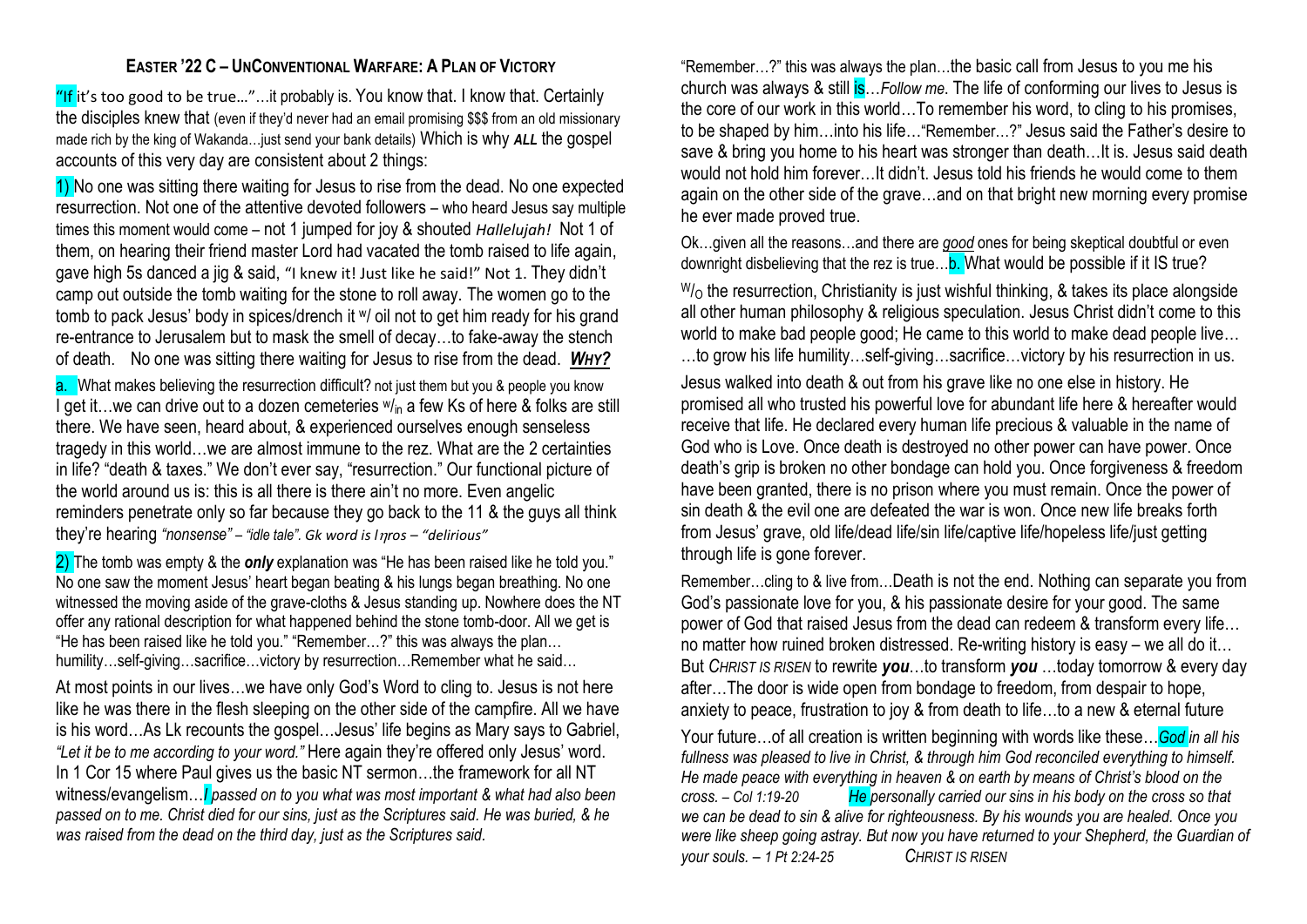### EASTER '22 C – UNCONVENTIONAL WARFARE: A PLAN OF VICTORY

"If it's too good to be true…"…it probably is. You know that. I know that. Certainly the disciples knew that (even if they'd never had an email promising $$$ from an old missionary made rich by the king of Wakanda…just send your bank details) Which is why ***ALL*** the gospel accounts of this very day are consistent about 2 things:

1) No one was sitting there waiting for Jesus to rise from the dead. No one expected resurrection. Not one of the attentive devoted followers – who heard Jesus say multiple times this moment would come – not 1 jumped for joy & shouted *Hallelujah!* Not 1 of them, on hearing their friend master Lord had vacated the tomb raised to life again, gave high 5s danced a jig & said, "I knew it! Just like he said!" Not 1. They didn't camp out outside the tomb waiting for the stone to roll away. The women go to the tomb to pack Jesus' body in spices/drench it w/ oil not to get him ready for his grand re-entrance to Jerusalem but to mask the smell of decay…to fake-away the stench of death. No one was sitting there waiting for Jesus to rise from the dead. ***WHY?***

a. What makes believing the resurrection difficult? not just them but you & people you know I get it…we can drive out to a dozen cemeteries w/in a few Ks of here & folks are still there. We have seen, heard about, & experienced ourselves enough senseless tragedy in this world…we are almost immune to the rez. What are the 2 certainties in life? "death & taxes." We don't ever say, "resurrection." Our functional picture of the world around us is: this is all there is there ain't no more. Even angelic reminders penetrate only so far because they go back to the 11 & the guys all think they're hearing *"nonsense" – "idle tale". Gk word is lηros – "delirious"*

2) The tomb was empty & the ***only*** explanation was "He has been raised like he told you." No one saw the moment Jesus' heart began beating & his lungs began breathing. No one witnessed the moving aside of the grave-cloths & Jesus standing up. Nowhere does the NT offer any rational description for what happened behind the stone tomb-door. All we get is "He has been raised like he told you." "Remember…?" this was always the plan… humility…self-giving…sacrifice…victory by resurrection…Remember what he said…

At most points in our lives…we have only God's Word to cling to. Jesus is not here like he was there in the flesh sleeping on the other side of the campfire. All we have is his word…As Lk recounts the gospel…Jesus' life begins as Mary says to Gabriel, *"Let it be to me according to your word."* Here again they're offered only Jesus' word. In 1 Cor 15 where Paul gives us the basic NT sermon…the framework for all NT witness/evangelism…*I passed on to you what was most important & what had also been passed on to me. Christ died for our sins, just as the Scriptures said. He was buried, & he was raised from the dead on the third day, just as the Scriptures said.*

"Remember…?" this was always the plan…the basic call from Jesus to you me his church was always & still is…*Follow me*. The life of conforming our lives to Jesus is the core of our work in this world…To remember his word, to cling to his promises, to be shaped by him…into his life…"Remember…?" Jesus said the Father's desire to save & bring you home to his heart was stronger than death…It is. Jesus said death would not hold him forever…It didn't. Jesus told his friends he would come to them again on the other side of the grave…and on that bright new morning every promise he ever made proved true.

Ok…given all the reasons…and there are *good* ones for being skeptical doubtful or even downright disbelieving that the rez is true…b. What would be possible if it IS true?

W/O the resurrection, Christianity is just wishful thinking, & takes its place alongside all other human philosophy & religious speculation. Jesus Christ didn't come to this world to make bad people good; He came to this world to make dead people live… …to grow his life humility…self-giving…sacrifice…victory by his resurrection in us.

Jesus walked into death & out from his grave like no one else in history. He promised all who trusted his powerful love for abundant life here & hereafter would receive that life. He declared every human life precious & valuable in the name of God who is Love. Once death is destroyed no other power can have power. Once death's grip is broken no other bondage can hold you. Once forgiveness & freedom have been granted, there is no prison where you must remain. Once the power of sin death & the evil one are defeated the war is won. Once new life breaks forth from Jesus' grave, old life/dead life/sin life/captive life/hopeless life/just getting through life is gone forever.

Remember…cling to & live from…Death is not the end. Nothing can separate you from God's passionate love for you, & his passionate desire for your good. The same power of God that raised Jesus from the dead can redeem & transform every life… no matter how ruined broken distressed. Re-writing history is easy – we all do it… But *CHRIST IS RISEN* to rewrite ***you***…to transform ***you*** …today tomorrow & every day after…The door is wide open from bondage to freedom, from despair to hope, anxiety to peace, frustration to joy & from death to life…to a new & eternal future

Your future…of all creation is written beginning with words like these…*God in all his fullness was pleased to live in Christ, & through him God reconciled everything to himself. He made peace with everything in heaven & on earth by means of Christ's blood on the cross. – Col 1:19-20* *He personally carried our sins in his body on the cross so that we can be dead to sin & alive for righteousness. By his wounds you are healed. Once you were like sheep going astray. But now you have returned to your Shepherd, the Guardian of your souls. – 1 Pt 2:24-25* *CHRIST IS RISEN*